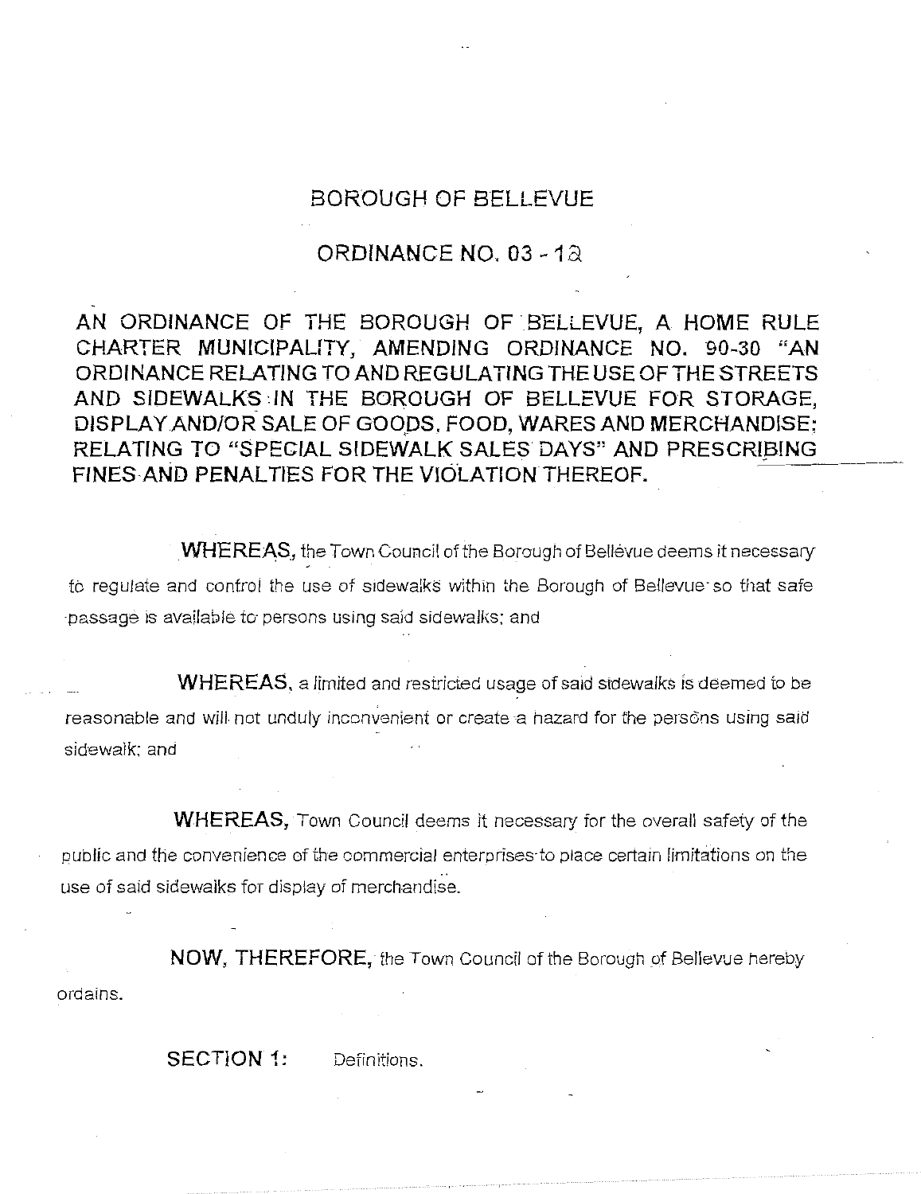# BOROUGH OF BELLEVUE

## ORDINANCE NO. 03 - 12

**AN ORDINANCE OF THE BOROUGH OF BELLEVUE, A HOME RULE CHARTER MUNICIPALITY, AMENDING ORDINANCE NO. 90-30 "AN ORDINANCE RELATING TO AND REGULATING THE USE OF THE STREETS AND SIDEWALKS IN THE BOROUGH OF BELLEVUE FOR STORAGE, DISPLAY AND/OR SALE OF GOODS, FOOD, WARES AND MERCHANDISE; RELATING TO "SPECIAL SIDEWALK SALES DAYS" AND PRESCRIBING FINES AND PENALTIES FOR THE VIOLATION THEREOF.**

**WHEREAS,** the Town Council of the Borough of Bellevue deems it necessary to regulate and control the use of sidewalks within the Borough of Bellevue so that safe passage is available to persons using said sidewalks; and

**WHEREAS,** a limited and restricted usage of said sidewalks is deemed to be reasonable and will not unduly inconvenient or create a hazard for the persons using said sidewalk; and

**WHEREAS,** Town Council deems it necessary for the overall safety of the public and the convenience of the commercial enterprises to place certain limitations on the use of said sidewalks for display of merchandise.

**NOW, THEREFORE,** the Town Council of the Borough of Bellevue hereby ordains.

**SECTION 1:** Definitions.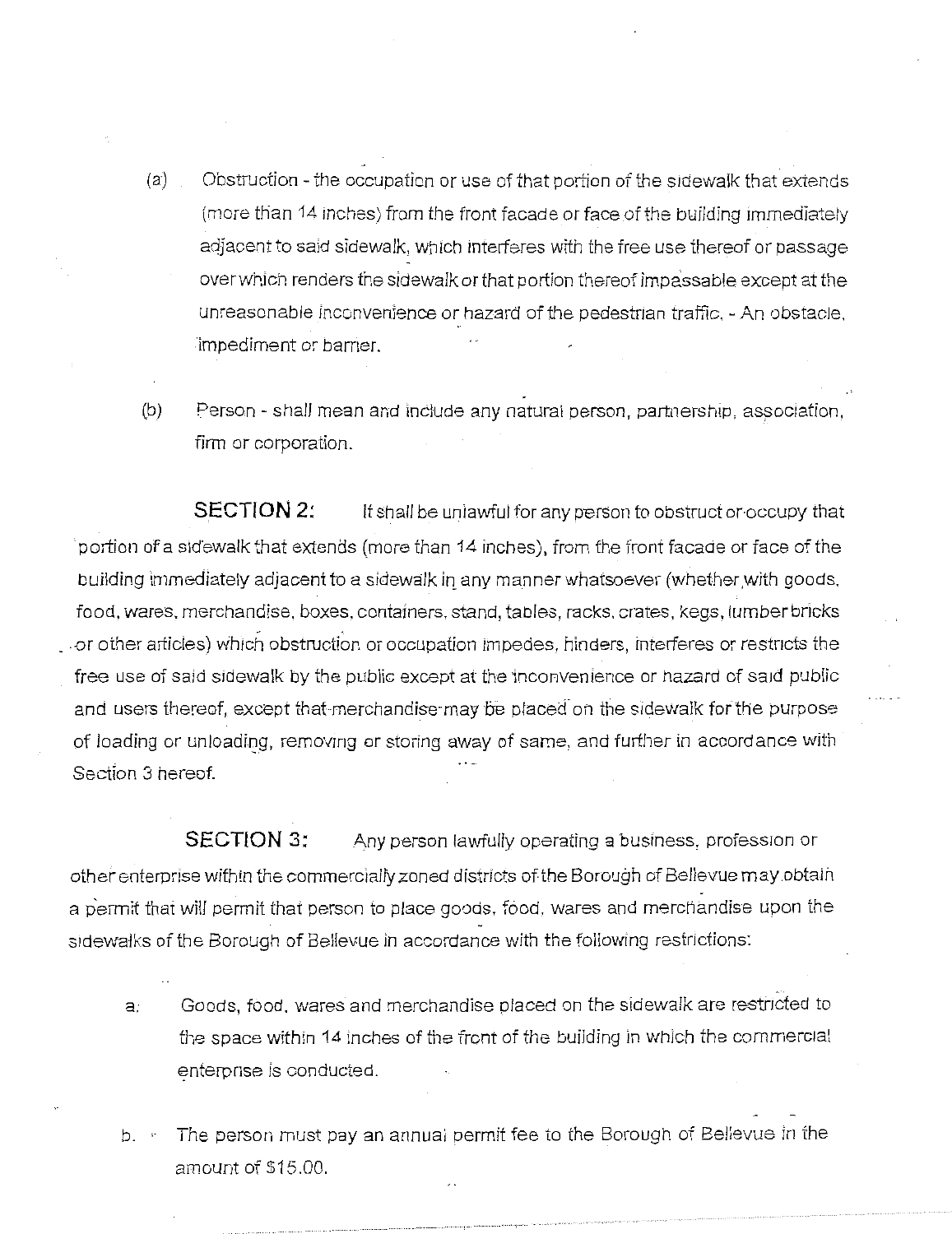(a) Obstruction - the occupation or use of that portion of the sidewalk that extends (more than 14 inches) from the front facade or face of the building immediately adjacent to said sidewalk, which interferes with the free use thereof or passage over which renders the sidewalk or that portion thereof impassable except at the unreasonable inconvenience or hazard of the pedestrian traffic. - An obstacle, impediment or barrier.

(b) Person - shall mean and include any natural person, partnership, association, firm or corporation.

**SECTION 2:** It shall be unlawful for any person to obstruct or occupy that portion of a sidewalk that extends (more than 14 inches), from the front facade or face of the building immediately adjacent to a sidewalk in any manner whatsoever (whether with goods, food, wares, merchandise, boxes, containers, stand, tables, racks, crates, kegs, lumber bricks or other articles) which obstruction or occupation impedes, hinders, interferes or restricts the free use of said sidewalk by the public except at the inconvenience or hazard of said public and users thereof, except that merchandise may be placed on the sidewalk for the purpose of loading or unloading, removing or storing away of same, and further in accordance with Section 3 hereof.

**SECTION 3:** Any person lawfully operating a business, profession or other enterprise within the commercially zoned districts of the Borough of Bellevue may obtain a permit that will permit that person to place goods, food, wares and merchandise upon the sidewalks of the Borough of Bellevue in accordance with the following restrictions:

a. Goods, food, wares and merchandise placed on the sidewalk are restricted to the space within 14 inches of the front of the building in which the commercial enterprise is conducted.

b. The person must pay an annual permit fee to the Borough of Bellevue in the amount of $15.00.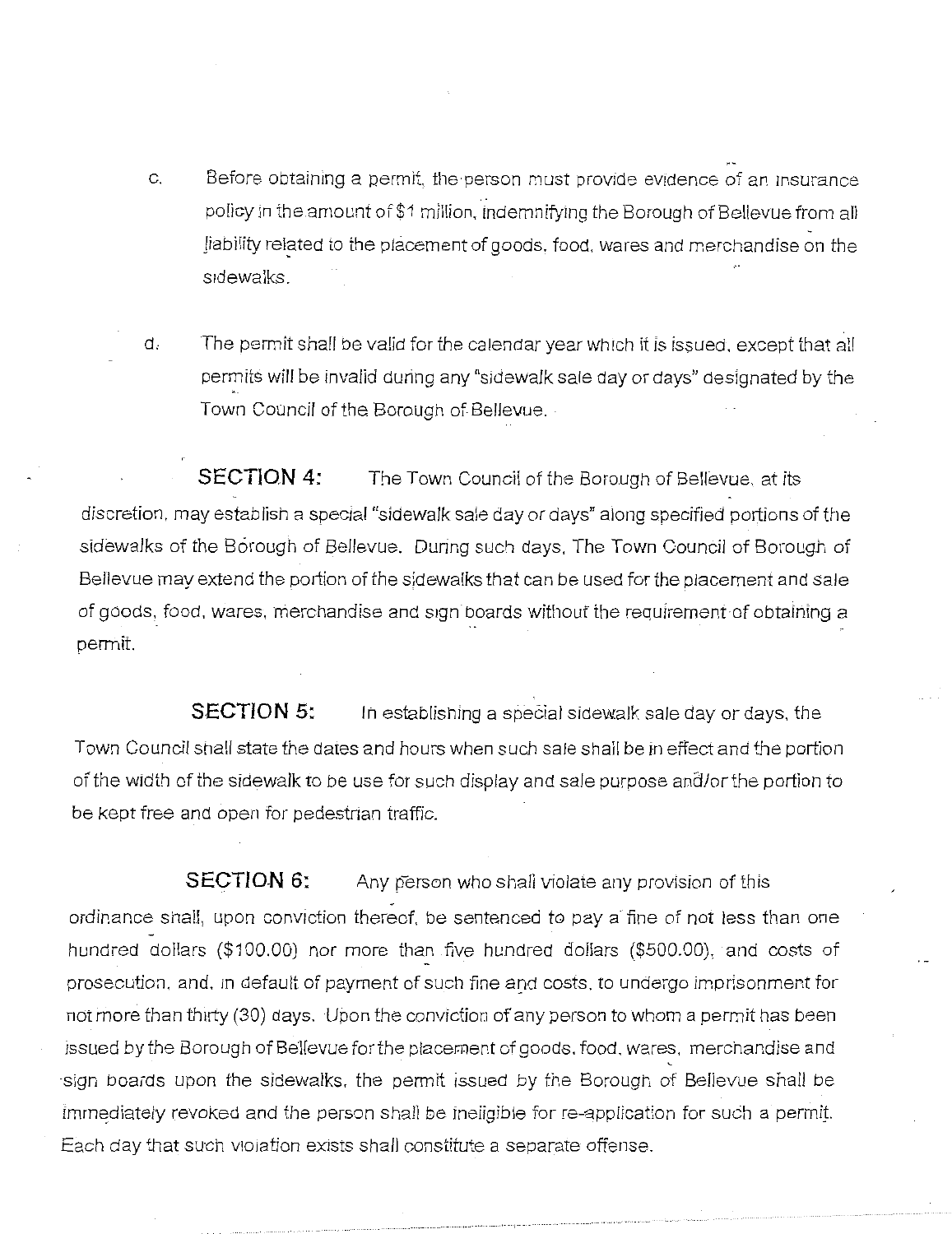c. Before obtaining a permit, the person must provide evidence of an insurance policy in the amount of $1 million, indemnifying the Borough of Bellevue from all liability related to the placement of goods, food, wares and merchandise on the sidewalks.

d. The permit shall be valid for the calendar year which it is issued, except that all permits will be invalid during any "sidewalk sale day or days" designated by the Town Council of the Borough of Bellevue.

**SECTION 4:** The Town Council of the Borough of Bellevue, at its discretion, may establish a special "sidewalk sale day or days" along specified portions of the sidewalks of the Borough of Bellevue. During such days, The Town Council of Borough of Bellevue may extend the portion of the sidewalks that can be used for the placement and sale of goods, food, wares, merchandise and sign boards without the requirement of obtaining a permit.

**SECTION 5:** In establishing a special sidewalk sale day or days, the Town Council shall state the dates and hours when such sale shall be in effect and the portion of the width of the sidewalk to be use for such display and sale purpose and/or the portion to be kept free and open for pedestrian traffic.

**SECTION 6:** Any person who shall violate any provision of this ordinance shall, upon conviction thereof, be sentenced to pay a fine of not less than one hundred dollars ($100.00) nor more than five hundred dollars ($500.00), and costs of prosecution, and, in default of payment of such fine and costs, to undergo imprisonment for not more than thirty (30) days. Upon the conviction of any person to whom a permit has been issued by the Borough of Bellevue for the placement of goods, food, wares, merchandise and sign boards upon the sidewalks, the permit issued by the Borough of Bellevue shall be immediately revoked and the person shall be ineligible for re-application for such a permit. Each day that such violation exists shall constitute a separate offense.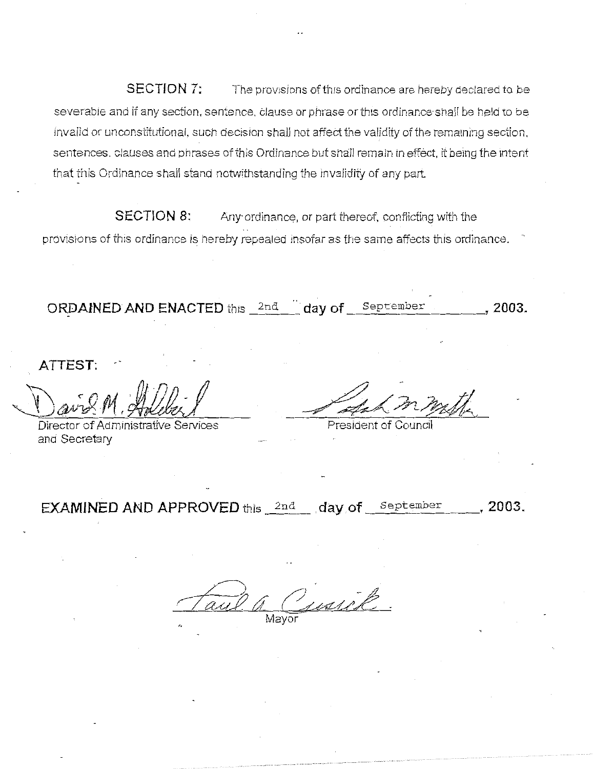**SECTION 7:** The provisions of this ordinance are hereby declared to be severable and if any section, sentence, clause or phrase or this ordinance shall be held to be invalid or unconstitutional, such decision shall not affect the validity of the remaining section, sentences, clauses and phrases of this Ordinance but shall remain in effect, it being the intent that this Ordinance shall stand notwithstanding the invalidity of any part.

**SECTION 8:** Any ordinance, or part thereof, conflicting with the provisions of this ordinance is hereby repealed insofar as the same affects this ordinance.

**ORDAINED AND ENACTED** this 2nd day of September, 2003.

**ATTEST:**

David M. Holliday
Director of Administrative Services
and Secretary

President of Council

**EXAMINED AND APPROVED** this 2nd day of September, 2003.

Paul A. Cusick
Mayor